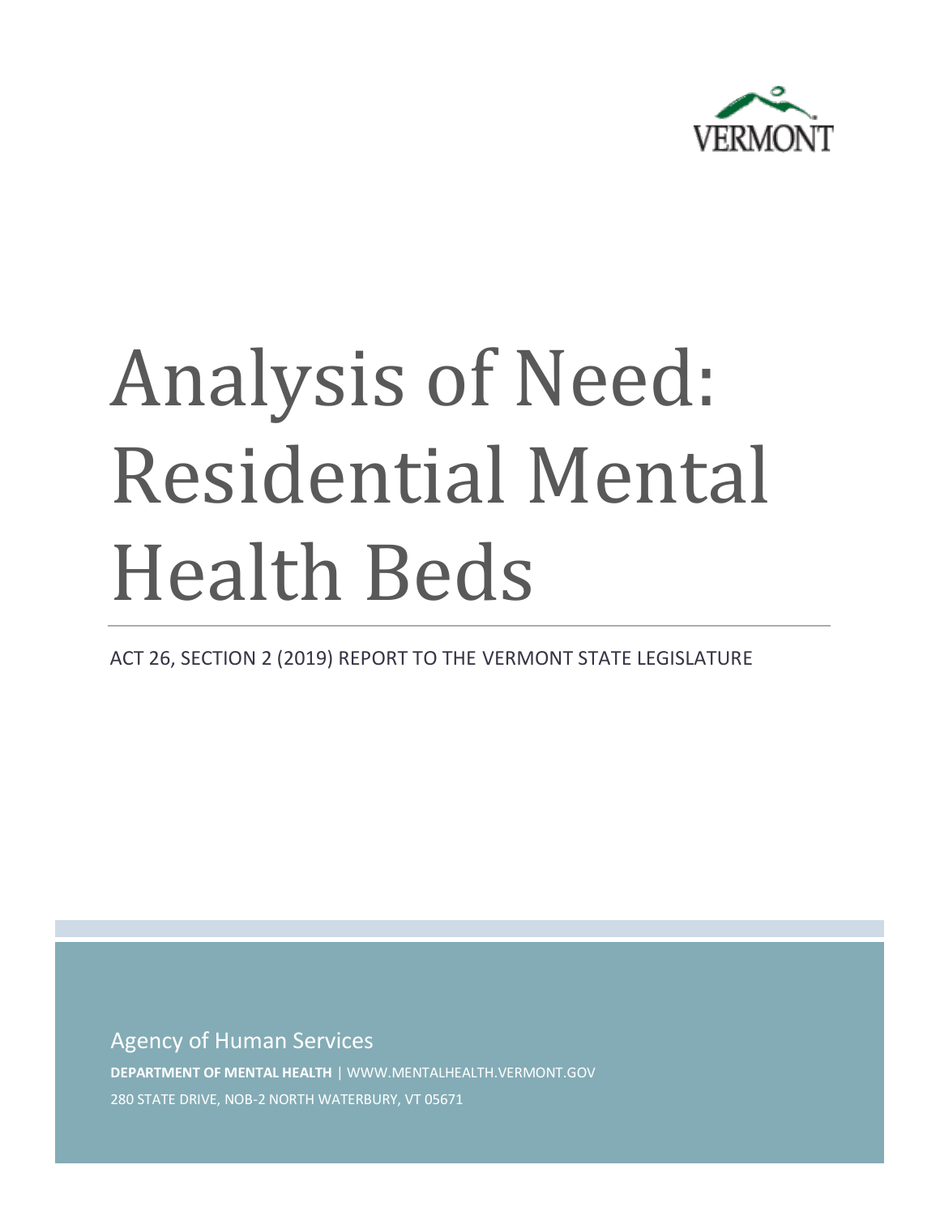VERMONT

# Analysis of Need: Residential Mental Health Beds

ACT 26, SECTION 2 (2019) REPORT TO THE VERMONT STATE LEGISLATURE

Agency of Human Services

**DEPARTMENT OF MENTAL HEALTH** | WWW.MENTALHEALTH.VERMONT.GOV

280 STATE DRIVE, NOB-2 NORTH WATERBURY, VT 05671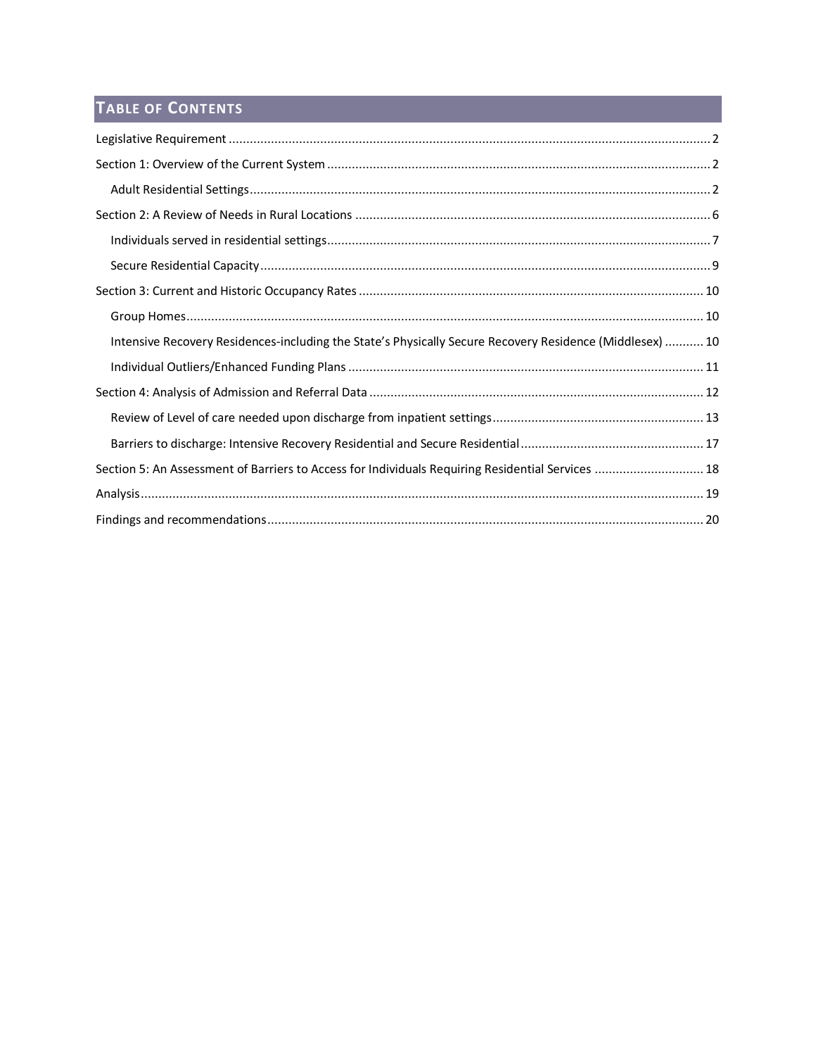## Table of Contents

- Legislative Requirement ....... 2
- Section 1: Overview of the Current System ....... 2
  - Adult Residential Settings ....... 2
- Section 2: A Review of Needs in Rural Locations ....... 6
  - Individuals served in residential settings ....... 7
  - Secure Residential Capacity ....... 9
- Section 3: Current and Historic Occupancy Rates ....... 10
  - Group Homes ....... 10
  - Intensive Recovery Residences-including the State's Physically Secure Recovery Residence (Middlesex) ....... 10
  - Individual Outliers/Enhanced Funding Plans ....... 11
- Section 4: Analysis of Admission and Referral Data ....... 12
  - Review of Level of care needed upon discharge from inpatient settings ....... 13
  - Barriers to discharge: Intensive Recovery Residential and Secure Residential ....... 17
- Section 5: An Assessment of Barriers to Access for Individuals Requiring Residential Services ....... 18
- Analysis ....... 19
- Findings and recommendations ....... 20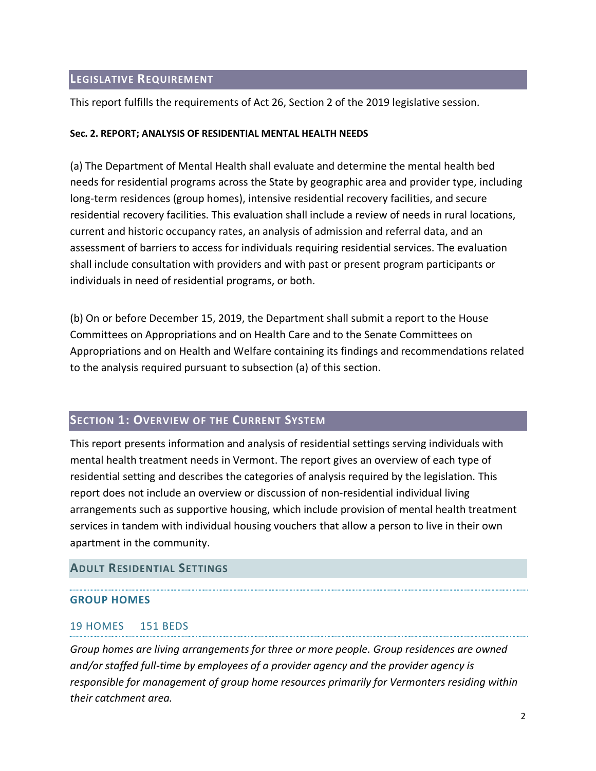## Legislative Requirement

This report fulfills the requirements of Act 26, Section 2 of the 2019 legislative session.

**Sec. 2. REPORT; ANALYSIS OF RESIDENTIAL MENTAL HEALTH NEEDS**

(a) The Department of Mental Health shall evaluate and determine the mental health bed needs for residential programs across the State by geographic area and provider type, including long-term residences (group homes), intensive residential recovery facilities, and secure residential recovery facilities. This evaluation shall include a review of needs in rural locations, current and historic occupancy rates, an analysis of admission and referral data, and an assessment of barriers to access for individuals requiring residential services. The evaluation shall include consultation with providers and with past or present program participants or individuals in need of residential programs, or both.

(b) On or before December 15, 2019, the Department shall submit a report to the House Committees on Appropriations and on Health Care and to the Senate Committees on Appropriations and on Health and Welfare containing its findings and recommendations related to the analysis required pursuant to subsection (a) of this section.

## Section 1: Overview of the Current System

This report presents information and analysis of residential settings serving individuals with mental health treatment needs in Vermont. The report gives an overview of each type of residential setting and describes the categories of analysis required by the legislation. This report does not include an overview or discussion of non-residential individual living arrangements such as supportive housing, which include provision of mental health treatment services in tandem with individual housing vouchers that allow a person to live in their own apartment in the community.

### Adult Residential Settings

#### GROUP HOMES

19 HOMES 151 BEDS

*Group homes are living arrangements for three or more people. Group residences are owned and/or staffed full-time by employees of a provider agency and the provider agency is responsible for management of group home resources primarily for Vermonters residing within their catchment area.*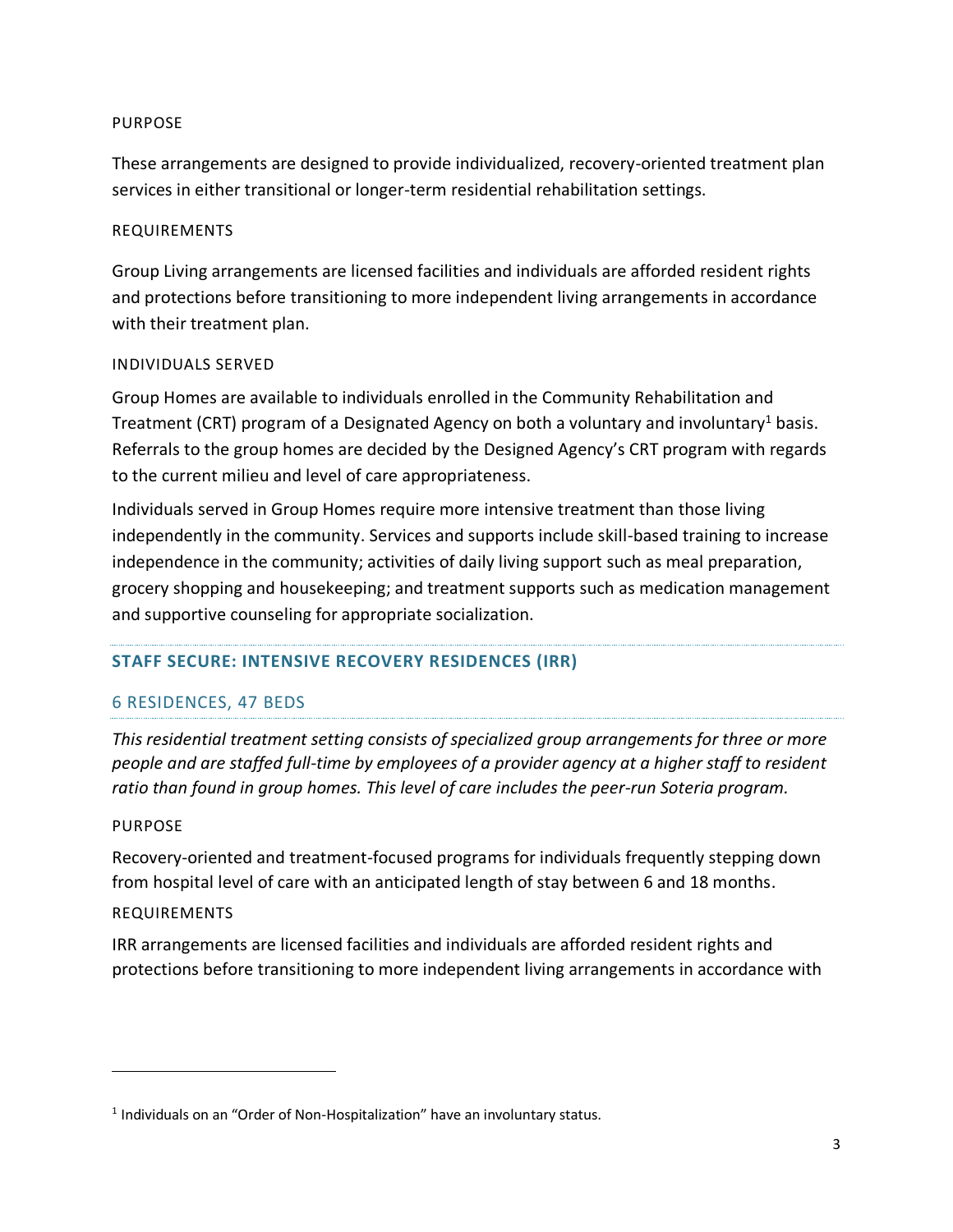#### PURPOSE

These arrangements are designed to provide individualized, recovery-oriented treatment plan services in either transitional or longer-term residential rehabilitation settings.

#### REQUIREMENTS

Group Living arrangements are licensed facilities and individuals are afforded resident rights and protections before transitioning to more independent living arrangements in accordance with their treatment plan.

#### INDIVIDUALS SERVED

Group Homes are available to individuals enrolled in the Community Rehabilitation and Treatment (CRT) program of a Designated Agency on both a voluntary and involuntary[1] basis. Referrals to the group homes are decided by the Designed Agency's CRT program with regards to the current milieu and level of care appropriateness.

Individuals served in Group Homes require more intensive treatment than those living independently in the community. Services and supports include skill-based training to increase independence in the community; activities of daily living support such as meal preparation, grocery shopping and housekeeping; and treatment supports such as medication management and supportive counseling for appropriate socialization.

## STAFF SECURE: INTENSIVE RECOVERY RESIDENCES (IRR)

### 6 RESIDENCES, 47 BEDS

*This residential treatment setting consists of specialized group arrangements for three or more people and are staffed full-time by employees of a provider agency at a higher staff to resident ratio than found in group homes. This level of care includes the peer-run Soteria program.*

#### PURPOSE

Recovery-oriented and treatment-focused programs for individuals frequently stepping down from hospital level of care with an anticipated length of stay between 6 and 18 months.

#### REQUIREMENTS

IRR arrangements are licensed facilities and individuals are afforded resident rights and protections before transitioning to more independent living arrangements in accordance with

[1] Individuals on an "Order of Non-Hospitalization" have an involuntary status.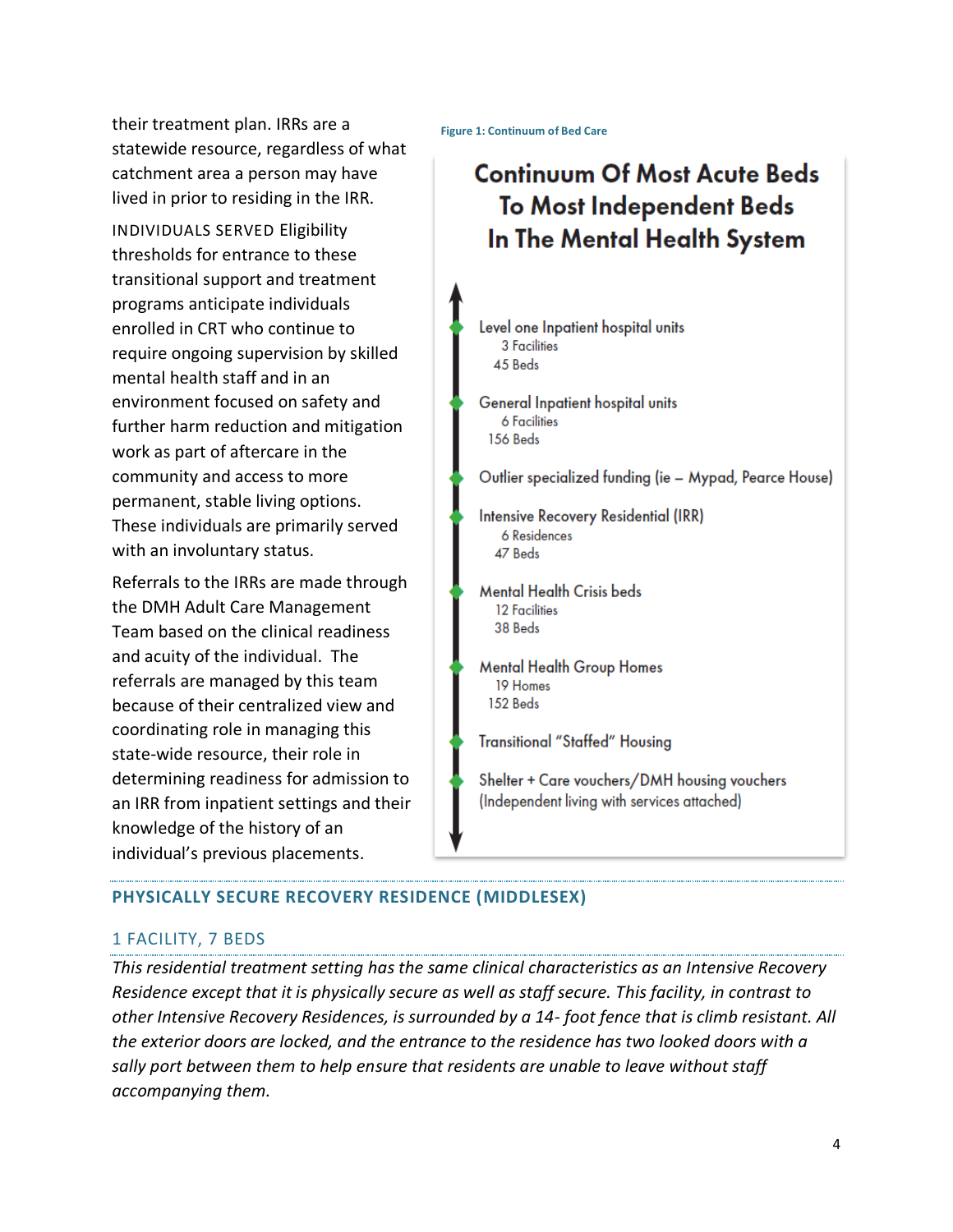their treatment plan. IRRs are a statewide resource, regardless of what catchment area a person may have lived in prior to residing in the IRR.

INDIVIDUALS SERVED Eligibility thresholds for entrance to these transitional support and treatment programs anticipate individuals enrolled in CRT who continue to require ongoing supervision by skilled mental health staff and in an environment focused on safety and further harm reduction and mitigation work as part of aftercare in the community and access to more permanent, stable living options. These individuals are primarily served with an involuntary status.

Referrals to the IRRs are made through the DMH Adult Care Management Team based on the clinical readiness and acuity of the individual. The referrals are managed by this team because of their centralized view and coordinating role in managing this state-wide resource, their role in determining readiness for admission to an IRR from inpatient settings and their knowledge of the history of an individual's previous placements.

Figure 1: Continuum of Bed Care

**Continuum Of Most Acute Beds To Most Independent Beds In The Mental Health System**

- Level one Inpatient hospital units
  - 3 Facilities
  - 45 Beds
- General Inpatient hospital units
  - 6 Facilities
  - 156 Beds
- Outlier specialized funding (ie – Mypad, Pearce House)
- Intensive Recovery Residential (IRR)
  - 6 Residences
  - 47 Beds
- Mental Health Crisis beds
  - 12 Facilities
  - 38 Beds
- Mental Health Group Homes
  - 19 Homes
  - 152 Beds
- Transitional "Staffed" Housing
- Shelter + Care vouchers/DMH housing vouchers (Independent living with services attached)

## PHYSICALLY SECURE RECOVERY RESIDENCE (MIDDLESEX)

### 1 FACILITY, 7 BEDS

*This residential treatment setting has the same clinical characteristics as an Intensive Recovery Residence except that it is physically secure as well as staff secure. This facility, in contrast to other Intensive Recovery Residences, is surrounded by a 14- foot fence that is climb resistant. All the exterior doors are locked, and the entrance to the residence has two looked doors with a sally port between them to help ensure that residents are unable to leave without staff accompanying them.*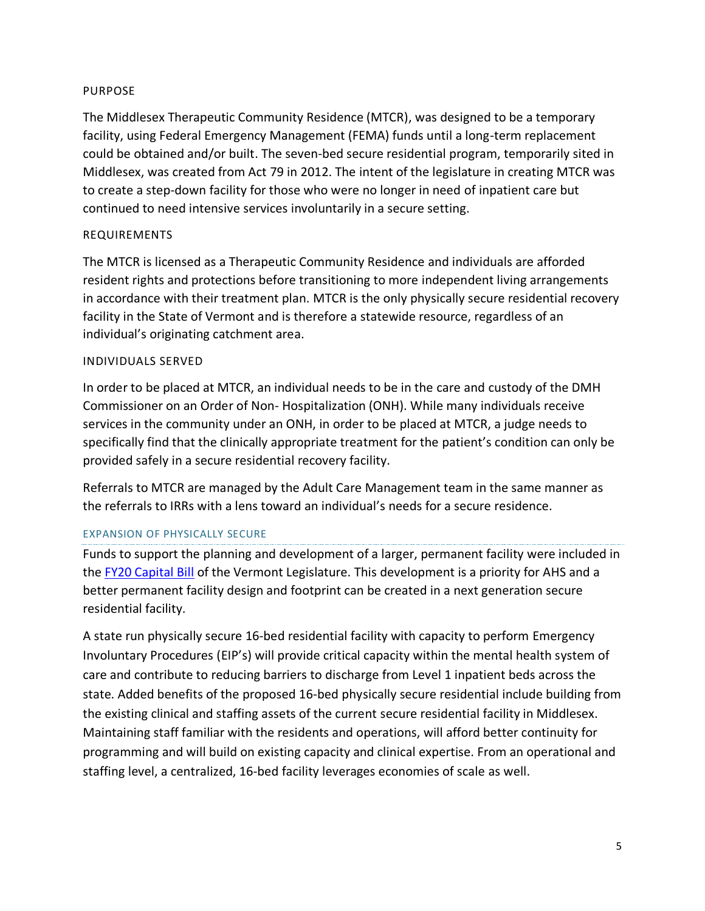### PURPOSE

The Middlesex Therapeutic Community Residence (MTCR), was designed to be a temporary facility, using Federal Emergency Management (FEMA) funds until a long-term replacement could be obtained and/or built. The seven-bed secure residential program, temporarily sited in Middlesex, was created from Act 79 in 2012. The intent of the legislature in creating MTCR was to create a step-down facility for those who were no longer in need of inpatient care but continued to need intensive services involuntarily in a secure setting.

### REQUIREMENTS

The MTCR is licensed as a Therapeutic Community Residence and individuals are afforded resident rights and protections before transitioning to more independent living arrangements in accordance with their treatment plan. MTCR is the only physically secure residential recovery facility in the State of Vermont and is therefore a statewide resource, regardless of an individual's originating catchment area.

### INDIVIDUALS SERVED

In order to be placed at MTCR, an individual needs to be in the care and custody of the DMH Commissioner on an Order of Non- Hospitalization (ONH). While many individuals receive services in the community under an ONH, in order to be placed at MTCR, a judge needs to specifically find that the clinically appropriate treatment for the patient's condition can only be provided safely in a secure residential recovery facility.

Referrals to MTCR are managed by the Adult Care Management team in the same manner as the referrals to IRRs with a lens toward an individual's needs for a secure residence.

### EXPANSION OF PHYSICALLY SECURE

Funds to support the planning and development of a larger, permanent facility were included in the FY20 Capital Bill of the Vermont Legislature. This development is a priority for AHS and a better permanent facility design and footprint can be created in a next generation secure residential facility.

A state run physically secure 16-bed residential facility with capacity to perform Emergency Involuntary Procedures (EIP's) will provide critical capacity within the mental health system of care and contribute to reducing barriers to discharge from Level 1 inpatient beds across the state. Added benefits of the proposed 16-bed physically secure residential include building from the existing clinical and staffing assets of the current secure residential facility in Middlesex. Maintaining staff familiar with the residents and operations, will afford better continuity for programming and will build on existing capacity and clinical expertise. From an operational and staffing level, a centralized, 16-bed facility leverages economies of scale as well.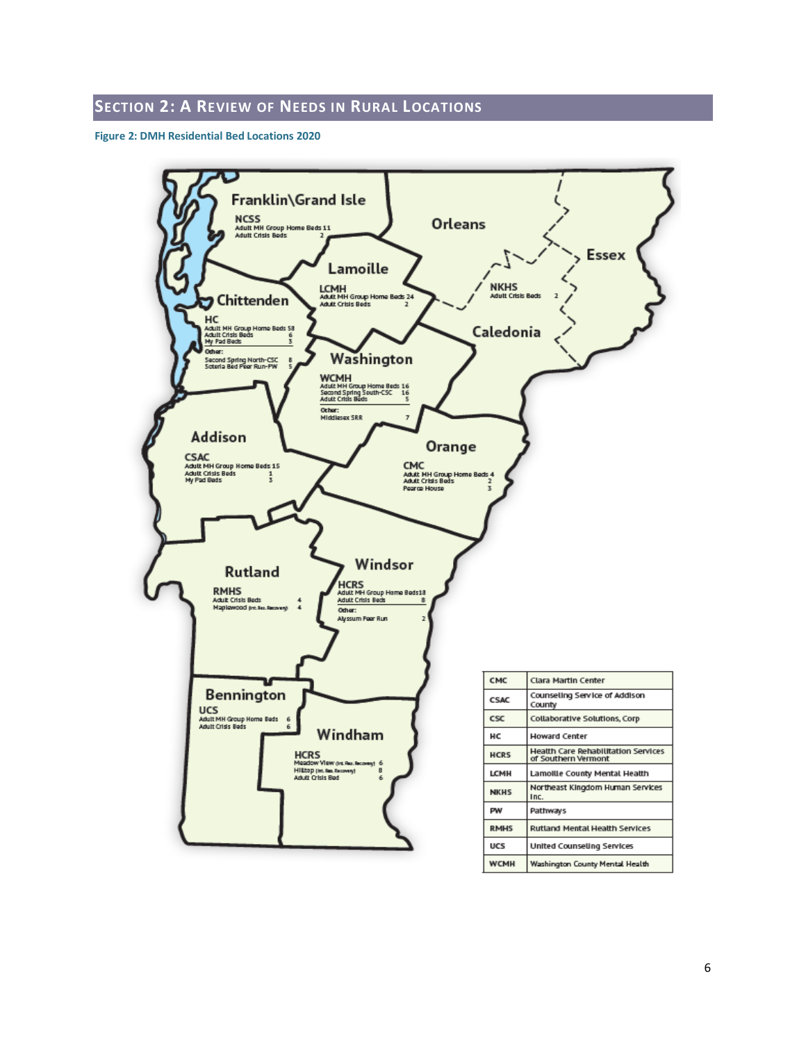## Section 2: A Review of Needs in Rural Locations

**Figure 2: DMH Residential Bed Locations 2020**

**Franklin\Grand Isle**
NCSS
Adult MH Group Home Beds 11
Adult Crisis Beds 2

**Orleans**

**Essex**

**Lamoille**
LCMH
Adult MH Group Home Beds 24
Adult Crisis Beds 2

**Caledonia**
NKHS
Adult Crisis Beds 2

**Chittenden**
HC
Adult MH Group Home Beds 58
Adult Crisis Beds 6
My Pad Beds 3
Other:
Second Spring North-CSC 8
Soteria Bed Peer Run-PW 5

**Washington**
WCMH
Adult MH Group Home Beds 16
Second Spring South-CSC 16
Adult Crisis Beds 5
Other:
Middlesex SRR 7

**Addison**
CSAC
Adult MH Group Home Beds 15
Adult Crisis Beds 1
My Pad Beds 3

**Orange**
CMC
Adult MH Group Home Beds 4
Adult Crisis Beds 2
Pearce House 3

**Rutland**
RMHS
Adult Crisis Beds 4
Maplewood (Int. Res. Recovery) 4

**Windsor**
HCRS
Adult MH Group Home Beds 18
Adult Crisis Beds 8
Other:
Alyssum Peer Run 2

**Bennington**
UCS
Adult MH Group Home Beds 6
Adult Crisis Beds 6

**Windham**
HCRS
Meadow View (Int. Res. Recovery) 6
Hilltop (Int. Res. Recovery) 8
Adult Crisis Bed 6

| | |
|---|---|
| CMC | Clara Martin Center |
| CSAC | Counseling Service of Addison County |
| CSC | Collaborative Solutions, Corp |
| HC | Howard Center |
| HCRS | Health Care Rehabilitation Services of Southern Vermont |
| LCMH | Lamoille County Mental Health |
| NKHS | Northeast Kingdom Human Services Inc. |
| PW | Pathways |
| RMHS | Rutland Mental Health Services |
| UCS | United Counseling Services |
| WCMH | Washington County Mental Health |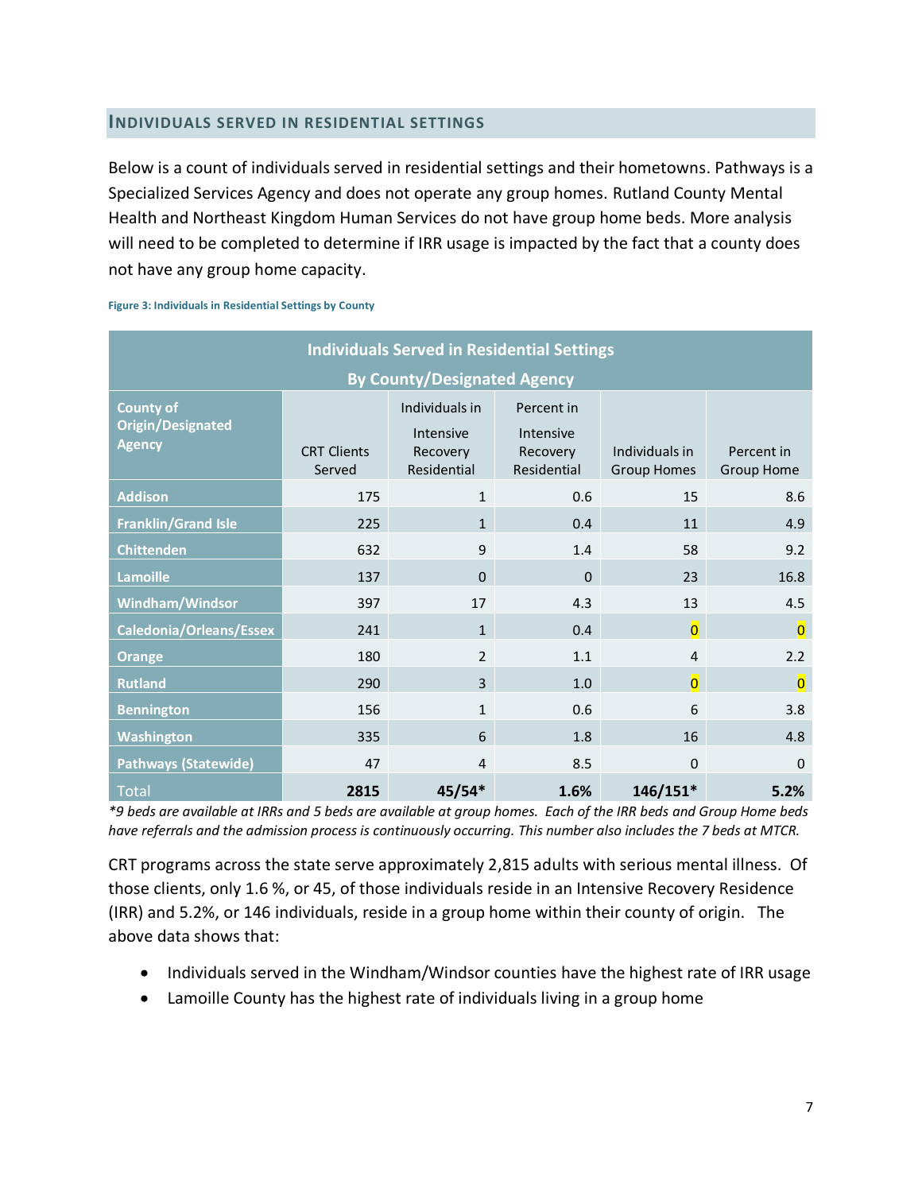## INDIVIDUALS SERVED IN RESIDENTIAL SETTINGS

Below is a count of individuals served in residential settings and their hometowns. Pathways is a Specialized Services Agency and does not operate any group homes. Rutland County Mental Health and Northeast Kingdom Human Services do not have group home beds. More analysis will need to be completed to determine if IRR usage is impacted by the fact that a county does not have any group home capacity.

**Figure 3: Individuals in Residential Settings by County**

**Individuals Served in Residential Settings By County/Designated Agency**

| County of Origin/Designated Agency | CRT Clients Served | Individuals in Intensive Recovery Residential | Percent in Intensive Recovery Residential | Individuals in Group Homes | Percent in Group Home |
|---|---|---|---|---|---|
| Addison | 175 | 1 | 0.6 | 15 | 8.6 |
| Franklin/Grand Isle | 225 | 1 | 0.4 | 11 | 4.9 |
| Chittenden | 632 | 9 | 1.4 | 58 | 9.2 |
| Lamoille | 137 | 0 | 0 | 23 | 16.8 |
| Windham/Windsor | 397 | 17 | 4.3 | 13 | 4.5 |
| Caledonia/Orleans/Essex | 241 | 1 | 0.4 | 0 | 0 |
| Orange | 180 | 2 | 1.1 | 4 | 2.2 |
| Rutland | 290 | 3 | 1.0 | 0 | 0 |
| Bennington | 156 | 1 | 0.6 | 6 | 3.8 |
| Washington | 335 | 6 | 1.8 | 16 | 4.8 |
| Pathways (Statewide) | 47 | 4 | 8.5 | 0 | 0 |
| Total | **2815** | **45/54*** | **1.6%** | **146/151*** | **5.2%** |

*\*9 beds are available at IRRs and 5 beds are available at group homes. Each of the IRR beds and Group Home beds have referrals and the admission process is continuously occurring. This number also includes the 7 beds at MTCR.*

CRT programs across the state serve approximately 2,815 adults with serious mental illness. Of those clients, only 1.6 %, or 45, of those individuals reside in an Intensive Recovery Residence (IRR) and 5.2%, or 146 individuals, reside in a group home within their county of origin. The above data shows that:

- Individuals served in the Windham/Windsor counties have the highest rate of IRR usage
- Lamoille County has the highest rate of individuals living in a group home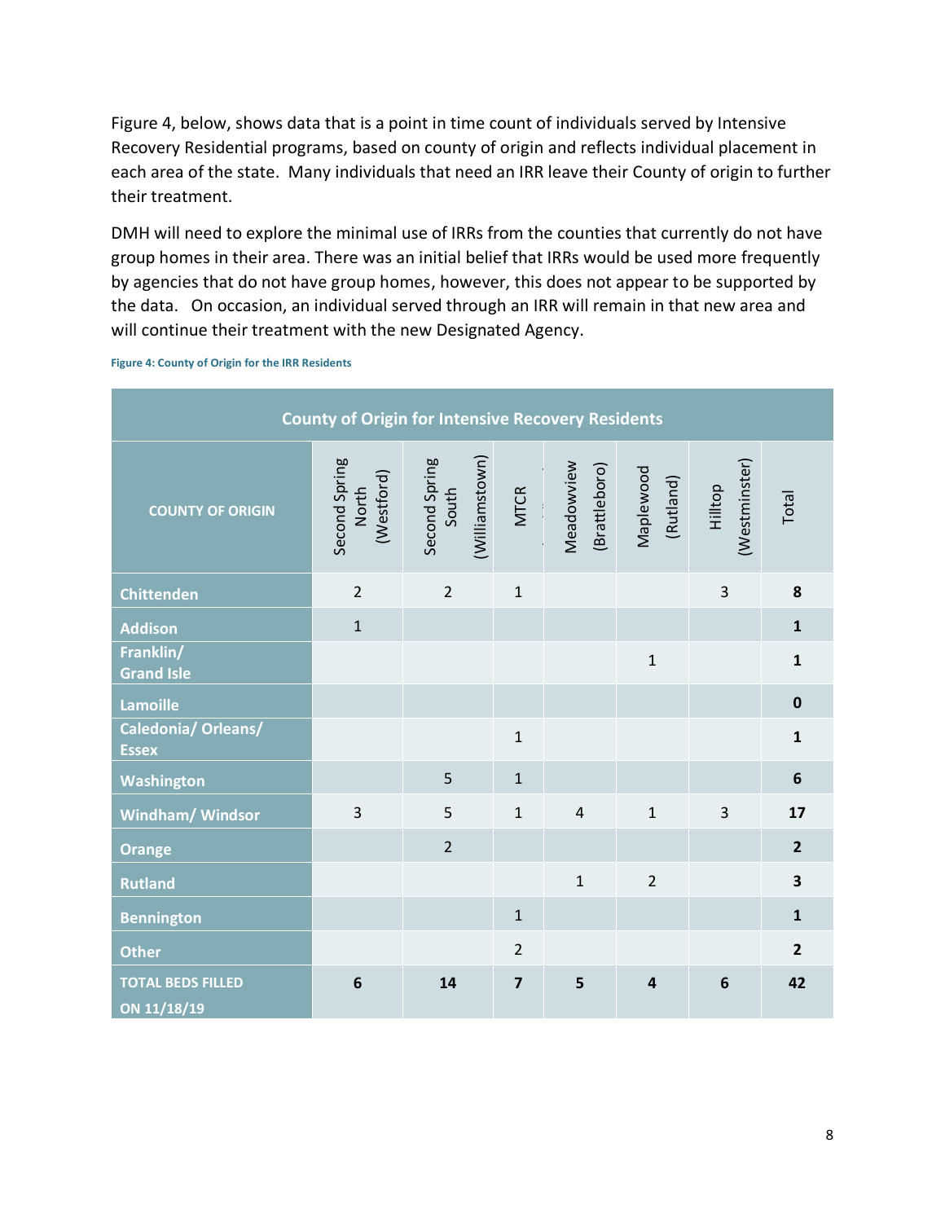Figure 4, below, shows data that is a point in time count of individuals served by Intensive Recovery Residential programs, based on county of origin and reflects individual placement in each area of the state. Many individuals that need an IRR leave their County of origin to further their treatment.

DMH will need to explore the minimal use of IRRs from the counties that currently do not have group homes in their area. There was an initial belief that IRRs would be used more frequently by agencies that do not have group homes, however, this does not appear to be supported by the data. On occasion, an individual served through an IRR will remain in that new area and will continue their treatment with the new Designated Agency.

**Figure 4: County of Origin for the IRR Residents**

| County of Origin for Intensive Recovery Residents | | | | | | | |
|---|---|---|---|---|---|---|---|
| **COUNTY OF ORIGIN** | Second Spring North (Westford) | Second Spring South (Williamstown) | MTCR | Meadowview (Brattleboro) | Maplewood (Rutland) | Hilltop (Westminster) | Total |
| **Chittenden** | 2 | 2 | 1 | | | 3 | **8** |
| **Addison** | 1 | | | | | | **1** |
| **Franklin/ Grand Isle** | | | | | 1 | | **1** |
| **Lamoille** | | | | | | | **0** |
| **Caledonia/ Orleans/ Essex** | | | 1 | | | | **1** |
| **Washington** | | 5 | 1 | | | | **6** |
| **Windham/ Windsor** | 3 | 5 | 1 | 4 | 1 | 3 | **17** |
| **Orange** | | 2 | | | | | **2** |
| **Rutland** | | | | 1 | 2 | | **3** |
| **Bennington** | | | 1 | | | | **1** |
| **Other** | | | 2 | | | | **2** |
| **TOTAL BEDS FILLED ON 11/18/19** | **6** | **14** | **7** | **5** | **4** | **6** | **42** |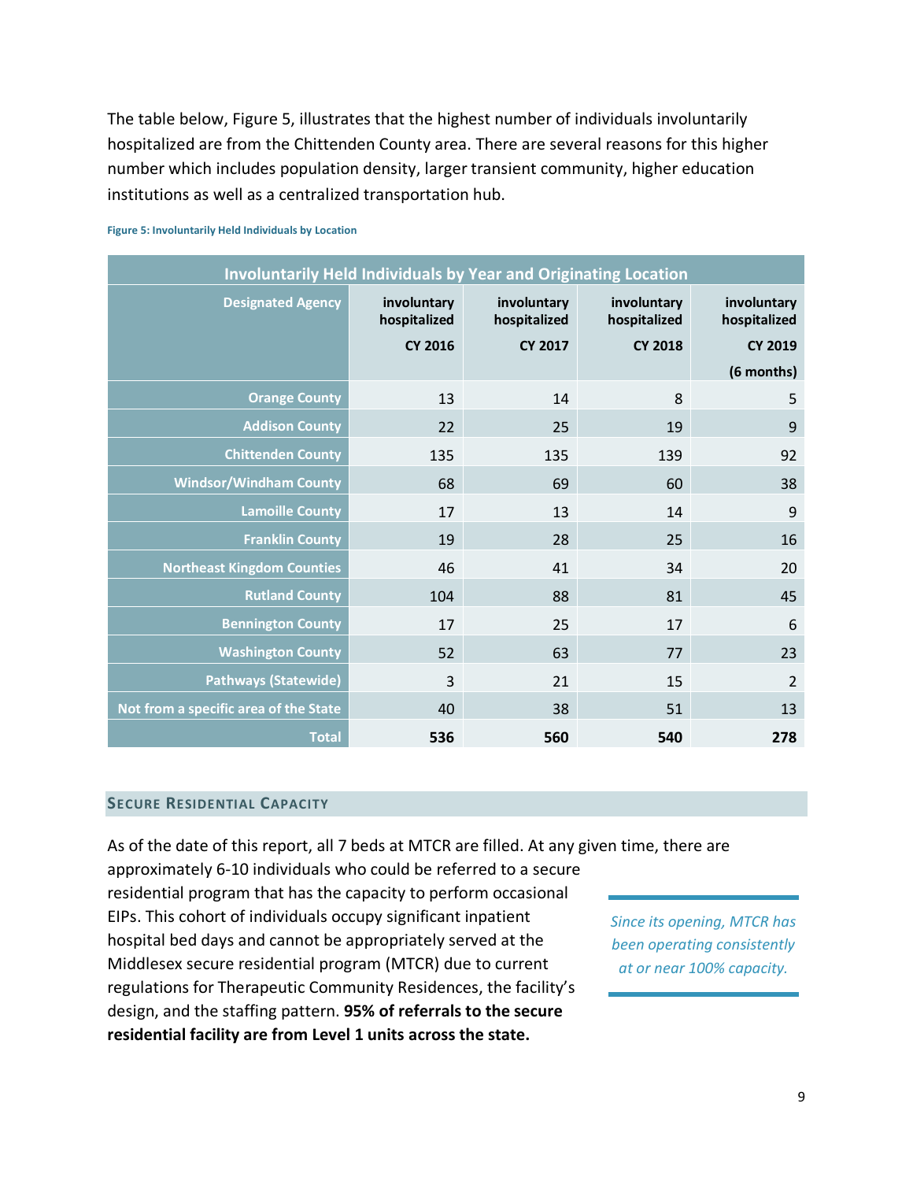The table below, Figure 5, illustrates that the highest number of individuals involuntarily hospitalized are from the Chittenden County area. There are several reasons for this higher number which includes population density, larger transient community, higher education institutions as well as a centralized transportation hub.

**Figure 5: Involuntarily Held Individuals by Location**

| Involuntarily Held Individuals by Year and Originating Location | | | | |
|---|---|---|---|---|
| **Designated Agency** | **involuntary hospitalized CY 2016** | **involuntary hospitalized CY 2017** | **involuntary hospitalized CY 2018** | **involuntary hospitalized CY 2019 (6 months)** |
| Orange County | 13 | 14 | 8 | 5 |
| Addison County | 22 | 25 | 19 | 9 |
| Chittenden County | 135 | 135 | 139 | 92 |
| Windsor/Windham County | 68 | 69 | 60 | 38 |
| Lamoille County | 17 | 13 | 14 | 9 |
| Franklin County | 19 | 28 | 25 | 16 |
| Northeast Kingdom Counties | 46 | 41 | 34 | 20 |
| Rutland County | 104 | 88 | 81 | 45 |
| Bennington County | 17 | 25 | 17 | 6 |
| Washington County | 52 | 63 | 77 | 23 |
| Pathways (Statewide) | 3 | 21 | 15 | 2 |
| Not from a specific area of the State | 40 | 38 | 51 | 13 |
| **Total** | **536** | **560** | **540** | **278** |

## Secure Residential Capacity

As of the date of this report, all 7 beds at MTCR are filled. At any given time, there are approximately 6-10 individuals who could be referred to a secure residential program that has the capacity to perform occasional EIPs. This cohort of individuals occupy significant inpatient hospital bed days and cannot be appropriately served at the Middlesex secure residential program (MTCR) due to current regulations for Therapeutic Community Residences, the facility's design, and the staffing pattern. **95% of referrals to the secure residential facility are from Level 1 units across the state.**

*Since its opening, MTCR has been operating consistently at or near 100% capacity.*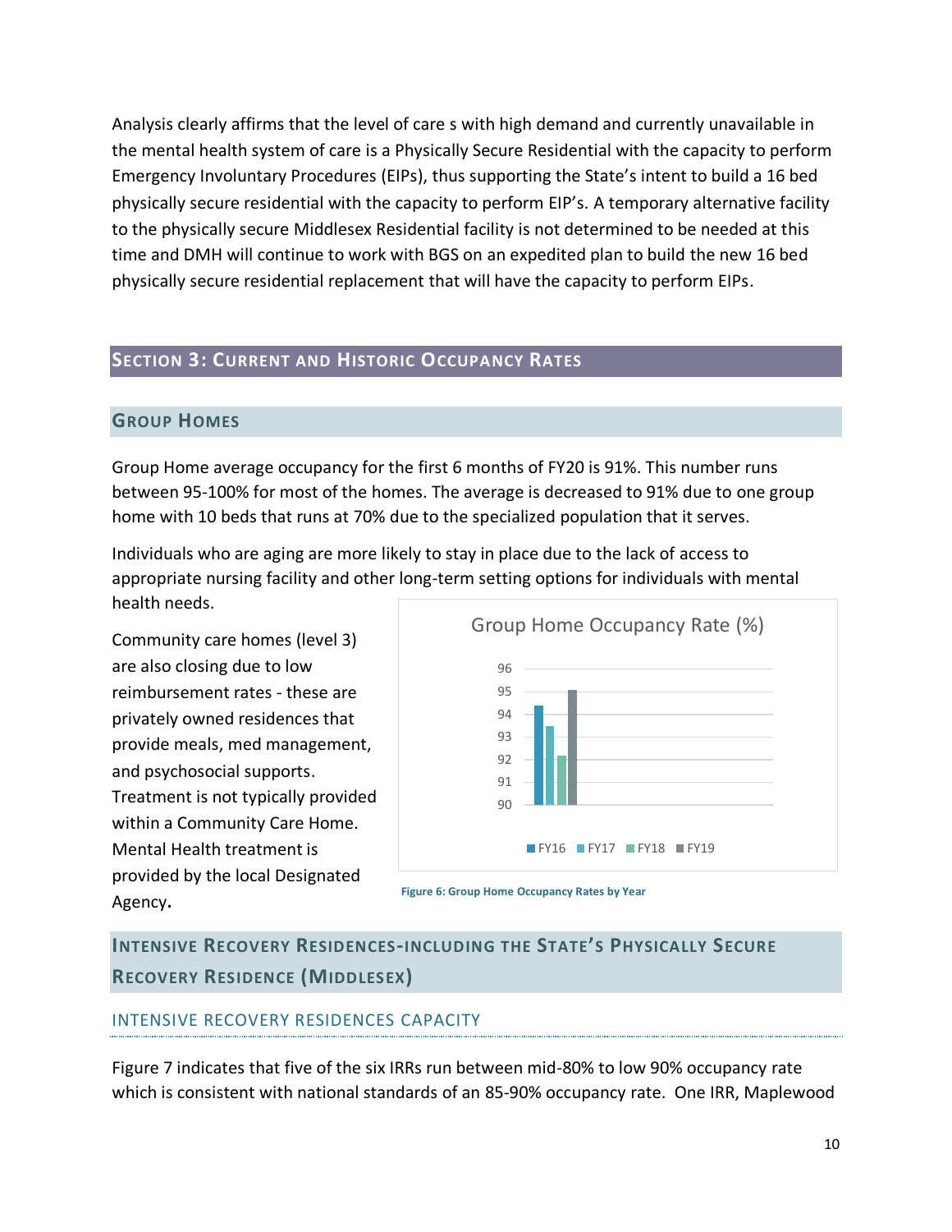Analysis clearly affirms that the level of care s with high demand and currently unavailable in the mental health system of care is a Physically Secure Residential with the capacity to perform Emergency Involuntary Procedures (EIPs), thus supporting the State's intent to build a 16 bed physically secure residential with the capacity to perform EIP's. A temporary alternative facility to the physically secure Middlesex Residential facility is not determined to be needed at this time and DMH will continue to work with BGS on an expedited plan to build the new 16 bed physically secure residential replacement that will have the capacity to perform EIPs.

## Section 3: Current and Historic Occupancy Rates

### Group Homes

Group Home average occupancy for the first 6 months of FY20 is 91%. This number runs between 95-100% for most of the homes. The average is decreased to 91% due to one group home with 10 beds that runs at 70% due to the specialized population that it serves.

Individuals who are aging are more likely to stay in place due to the lack of access to appropriate nursing facility and other long-term setting options for individuals with mental health needs.

Community care homes (level 3) are also closing due to low reimbursement rates - these are privately owned residences that provide meals, med management, and psychosocial supports. Treatment is not typically provided within a Community Care Home. Mental Health treatment is provided by the local Designated Agency.

Group Home Occupancy Rate (%)

| | FY16 | FY17 | FY18 | FY19 |
|---|---|---|---|---|
| Occupancy Rate (%) | 94.4 | 93.5 | 92.2 | 95.1 |

Figure 6: Group Home Occupancy Rates by Year

### Intensive Recovery Residences-including the State's Physically Secure Recovery Residence (Middlesex)

#### Intensive Recovery Residences Capacity

Figure 7 indicates that five of the six IRRs run between mid-80% to low 90% occupancy rate which is consistent with national standards of an 85-90% occupancy rate. One IRR, Maplewood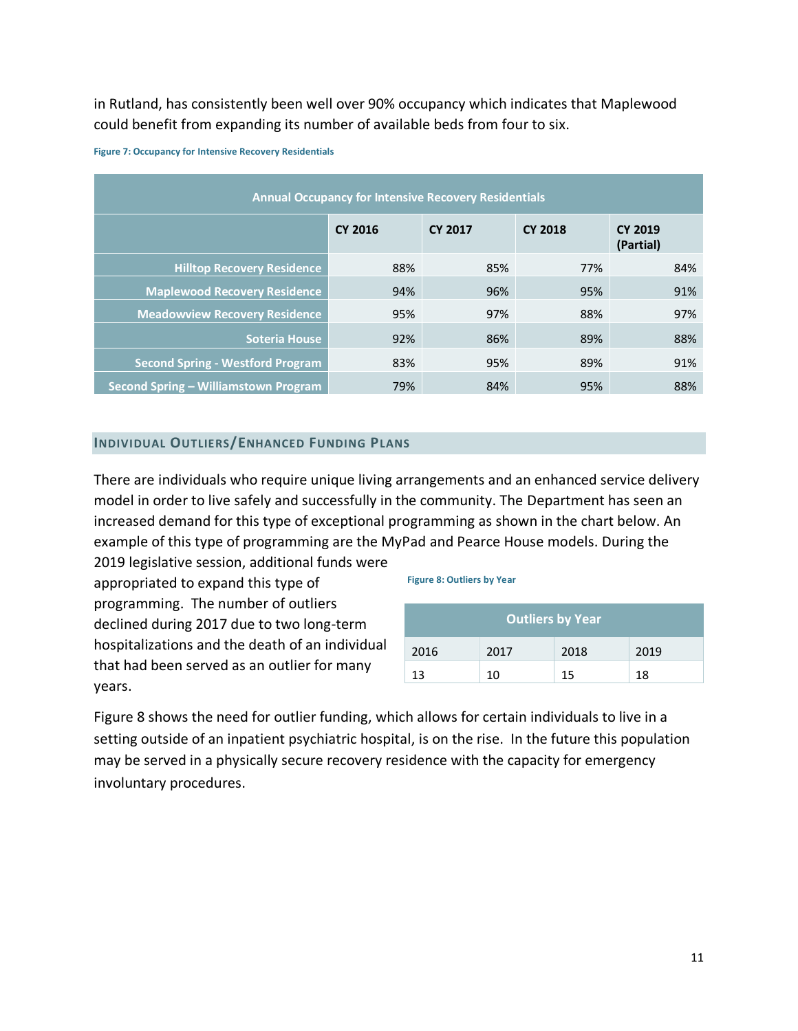in Rutland, has consistently been well over 90% occupancy which indicates that Maplewood could benefit from expanding its number of available beds from four to six.

**Figure 7: Occupancy for Intensive Recovery Residentials**

| Annual Occupancy for Intensive Recovery Residentials | | | | |
|---|---|---|---|---|
| | CY 2016 | CY 2017 | CY 2018 | CY 2019 (Partial) |
| Hilltop Recovery Residence | 88% | 85% | 77% | 84% |
| Maplewood Recovery Residence | 94% | 96% | 95% | 91% |
| Meadowview Recovery Residence | 95% | 97% | 88% | 97% |
| Soteria House | 92% | 86% | 89% | 88% |
| Second Spring - Westford Program | 83% | 95% | 89% | 91% |
| Second Spring – Williamstown Program | 79% | 84% | 95% | 88% |

## Individual Outliers/Enhanced Funding Plans

There are individuals who require unique living arrangements and an enhanced service delivery model in order to live safely and successfully in the community. The Department has seen an increased demand for this type of exceptional programming as shown in the chart below. An example of this type of programming are the MyPad and Pearce House models. During the 2019 legislative session, additional funds were appropriated to expand this type of programming. The number of outliers declined during 2017 due to two long-term hospitalizations and the death of an individual that had been served as an outlier for many years.

**Figure 8: Outliers by Year**

| Outliers by Year | | | |
|---|---|---|---|
| 2016 | 2017 | 2018 | 2019 |
| 13 | 10 | 15 | 18 |

Figure 8 shows the need for outlier funding, which allows for certain individuals to live in a setting outside of an inpatient psychiatric hospital, is on the rise. In the future this population may be served in a physically secure recovery residence with the capacity for emergency involuntary procedures.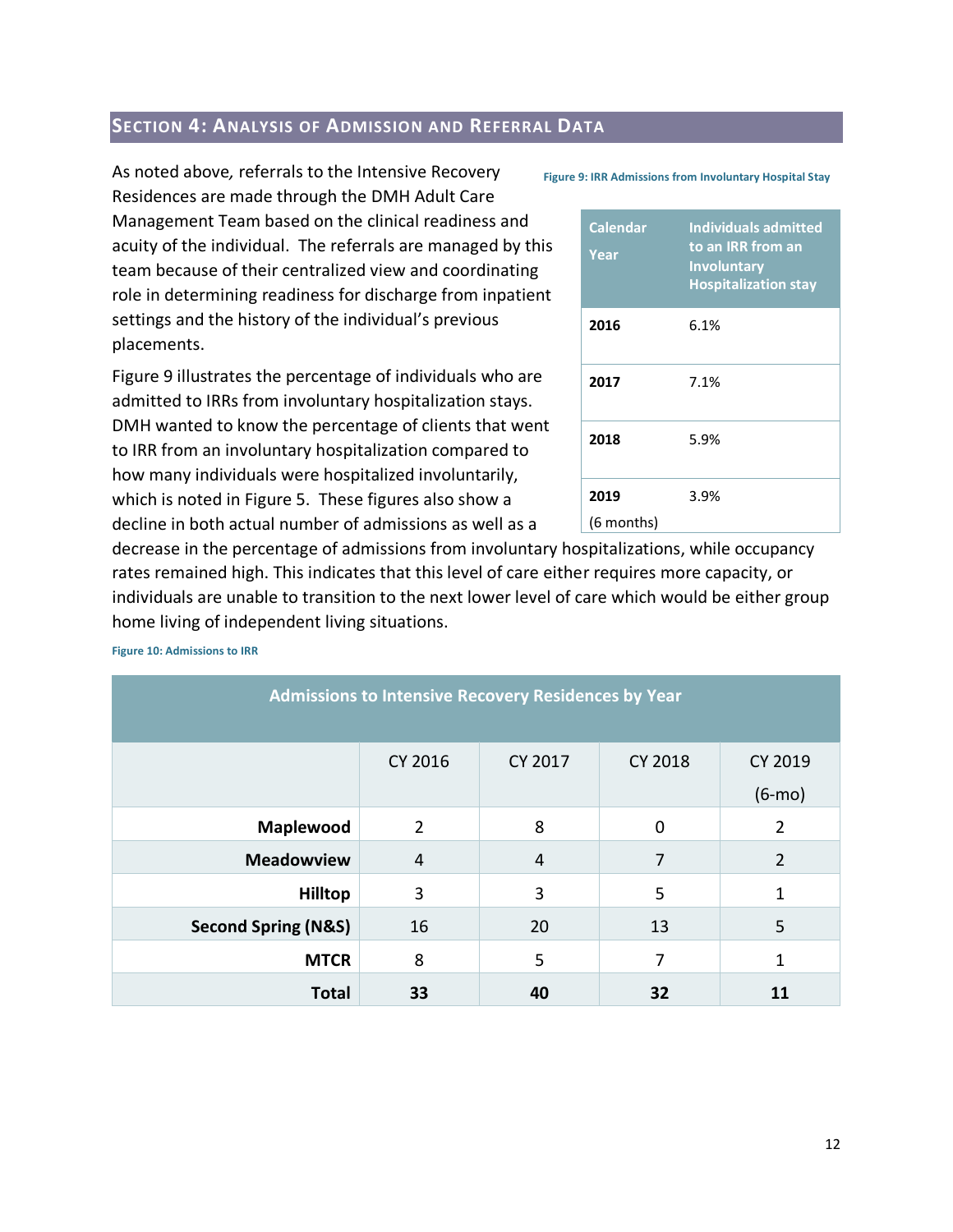## SECTION 4: ANALYSIS OF ADMISSION AND REFERRAL DATA

As noted above, referrals to the Intensive Recovery Residences are made through the DMH Adult Care Management Team based on the clinical readiness and acuity of the individual. The referrals are managed by this team because of their centralized view and coordinating role in determining readiness for discharge from inpatient settings and the history of the individual's previous placements.

Figure 9: IRR Admissions from Involuntary Hospital Stay

| Calendar Year | Individuals admitted to an IRR from an Involuntary Hospitalization stay |
|---|---|
| **2016** | 6.1% |
| **2017** | 7.1% |
| **2018** | 5.9% |
| **2019** (6 months) | 3.9% |

Figure 9 illustrates the percentage of individuals who are admitted to IRRs from involuntary hospitalization stays. DMH wanted to know the percentage of clients that went to IRR from an involuntary hospitalization compared to how many individuals were hospitalized involuntarily, which is noted in Figure 5. These figures also show a decline in both actual number of admissions as well as a decrease in the percentage of admissions from involuntary hospitalizations, while occupancy rates remained high. This indicates that this level of care either requires more capacity, or individuals are unable to transition to the next lower level of care which would be either group home living of independent living situations.

Figure 10: Admissions to IRR

| Admissions to Intensive Recovery Residences by Year | | | | |
|---|---|---|---|---|
| | CY 2016 | CY 2017 | CY 2018 | CY 2019 (6-mo) |
| **Maplewood** | 2 | 8 | 0 | 2 |
| **Meadowview** | 4 | 4 | 7 | 2 |
| **Hilltop** | 3 | 3 | 5 | 1 |
| **Second Spring (N&S)** | 16 | 20 | 13 | 5 |
| **MTCR** | 8 | 5 | 7 | 1 |
| **Total** | **33** | **40** | **32** | **11** |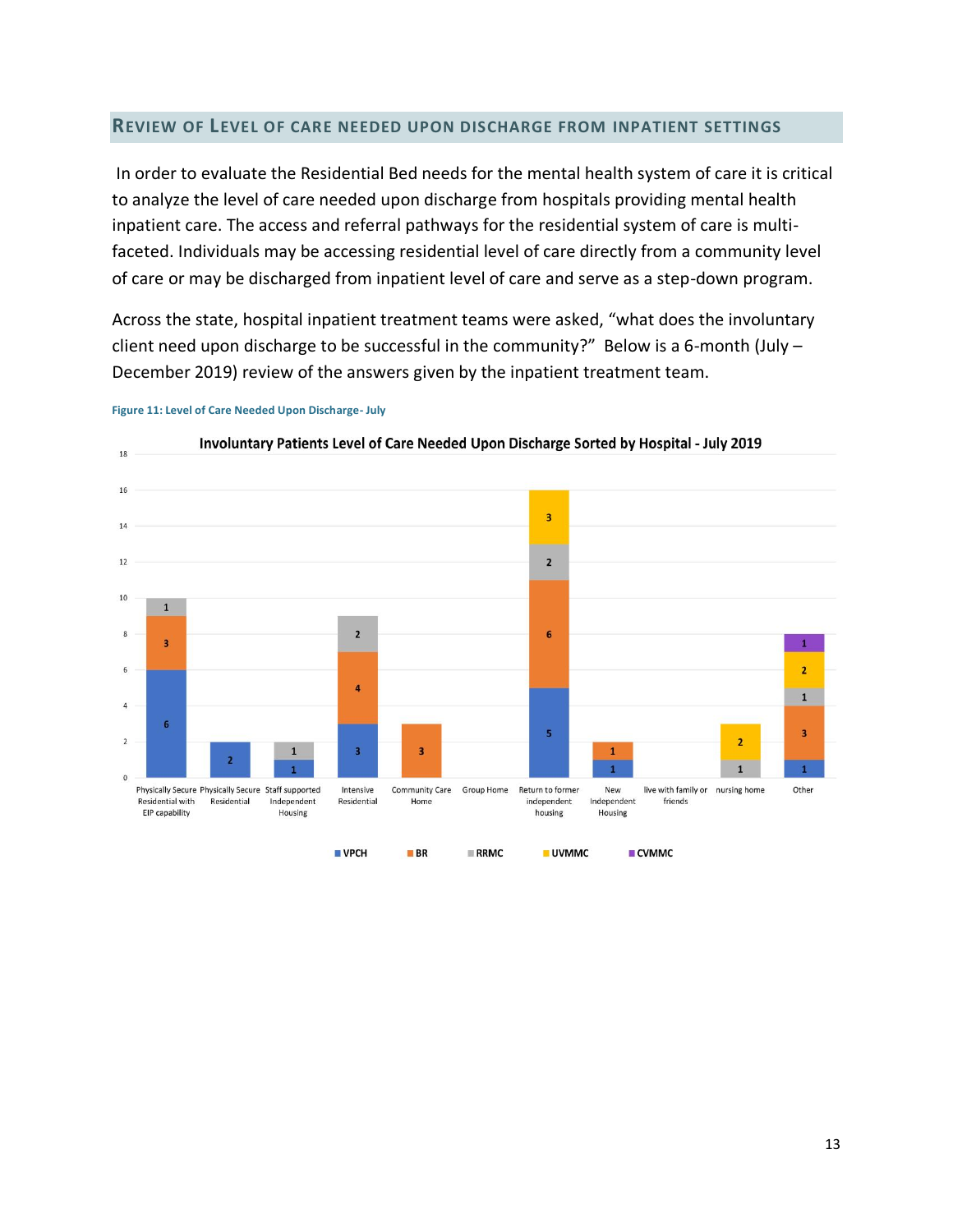## REVIEW OF LEVEL OF CARE NEEDED UPON DISCHARGE FROM INPATIENT SETTINGS

In order to evaluate the Residential Bed needs for the mental health system of care it is critical to analyze the level of care needed upon discharge from hospitals providing mental health inpatient care. The access and referral pathways for the residential system of care is multi-faceted. Individuals may be accessing residential level of care directly from a community level of care or may be discharged from inpatient level of care and serve as a step-down program.

Across the state, hospital inpatient treatment teams were asked, "what does the involuntary client need upon discharge to be successful in the community?" Below is a 6-month (July – December 2019) review of the answers given by the inpatient treatment team.

**Figure 11: Level of Care Needed Upon Discharge- July**

**Involuntary Patients Level of Care Needed Upon Discharge Sorted by Hospital - July 2019**

| Level of Care | VPCH | BR | RRMC | UVMMC | CVMMC |
|---|---|---|---|---|---|
| Physically Secure Residential with EIP capability | 6 | 3 | 1 | | |
| Physically Secure Residential | 2 | | | | |
| Staff supported Independent Housing | 1 | | 1 | | |
| Intensive Residential | 3 | 4 | 2 | | |
| Community Care Home | | 3 | | | |
| Group Home | | | | | |
| Return to former independent housing | 5 | 6 | 2 | 3 | |
| New Independent Housing | 1 | 1 | | | |
| live with family or friends | | | | | |
| nursing home | | | 1 | 2 | |
| Other | 1 | 3 | 1 | 2 | 1 |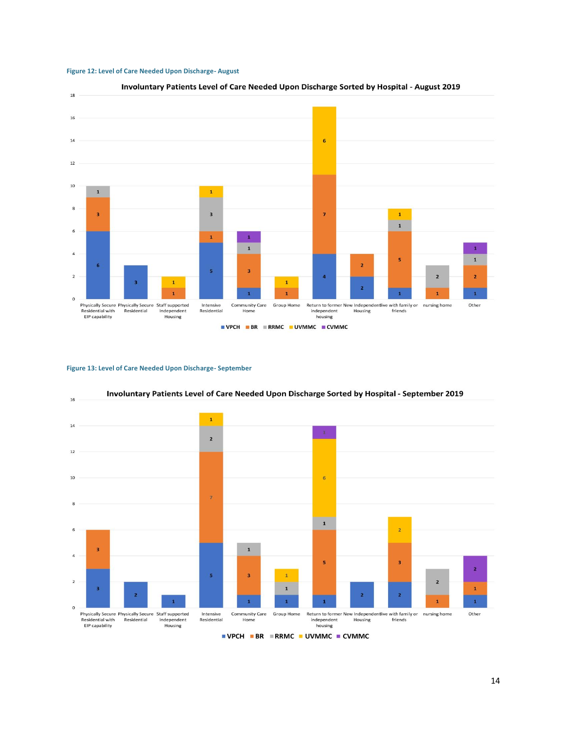Figure 12: Level of Care Needed Upon Discharge- August

**Involuntary Patients Level of Care Needed Upon Discharge Sorted by Hospital - August 2019**

| Level of Care | VPCH | BR | RRMC | UVMMC | CVMMC |
|---|---|---|---|---|---|
| Physically Secure Residential with EIP capability | 6 | 3 | 1 | | |
| Physically Secure Residential | 3 | | | | |
| Staff supported Independent Housing | | 1 | | 1 | |
| Intensive Residential | 5 | 1 | 3 | 1 | |
| Community Care Home | 1 | 3 | 1 | | 1 |
| Group Home | | 1 | | 1 | |
| Return to former independent housing | 4 | 7 | | 6 | |
| New Independent Housing | 2 | 2 | | | |
| live with family or friends | 1 | 5 | 1 | 1 | |
| nursing home | | 1 | 2 | | |
| Other | 1 | 2 | 1 | | 1 |

Figure 13: Level of Care Needed Upon Discharge- September

**Involuntary Patients Level of Care Needed Upon Discharge Sorted by Hospital - September 2019**

| Level of Care | VPCH | BR | RRMC | UVMMC | CVMMC |
|---|---|---|---|---|---|
| Physically Secure Residential with EIP capability | 3 | 3 | | | |
| Physically Secure Residential | 2 | | | | |
| Staff supported Independent Housing | 1 | | | | |
| Intensive Residential | 5 | 7 | 2 | 1 | |
| Community Care Home | 1 | 3 | 1 | | |
| Group Home | 1 | | 1 | 1 | |
| Return to former independent housing | 1 | 5 | 1 | 6 | 1 |
| New Independent Housing | 2 | | | | |
| live with family or friends | 2 | 3 | | 2 | |
| nursing home | | 1 | 2 | | |
| Other | 1 | 1 | | | 2 |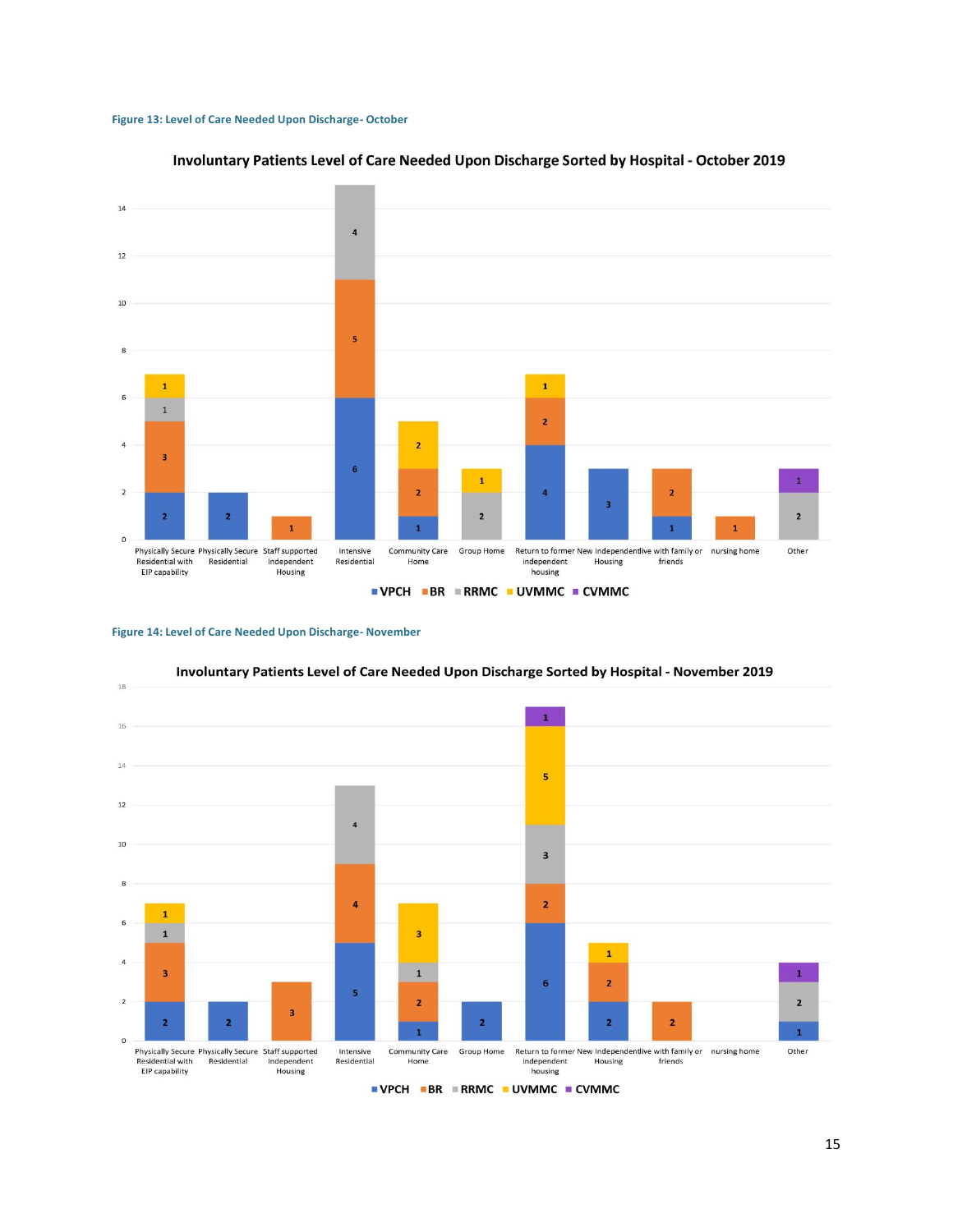**Figure 13: Level of Care Needed Upon Discharge- October**

**Involuntary Patients Level of Care Needed Upon Discharge Sorted by Hospital - October 2019**

| Level of Care | VPCH | BR | RRMC | UVMMC | CVMMC |
|---|---|---|---|---|---|
| Physically Secure Residential with EIP capability | 2 | 3 | 1 | 1 | |
| Physically Secure Residential | 2 | | | | |
| Staff supported Independent Housing | | 1 | | | |
| Intensive Residential | 6 | 5 | 4 | | |
| Community Care Home | 1 | 2 | | 2 | |
| Group Home | | | 2 | 1 | |
| Return to former independent housing | 4 | 2 | | 1 | |
| New Independent Housing | 3 | | | | |
| live with family or friends | 1 | 2 | | | |
| nursing home | | 1 | | | |
| Other | | | 2 | | 1 |

**Figure 14: Level of Care Needed Upon Discharge- November**

**Involuntary Patients Level of Care Needed Upon Discharge Sorted by Hospital - November 2019**

| Level of Care | VPCH | BR | RRMC | UVMMC | CVMMC |
|---|---|---|---|---|---|
| Physically Secure Residential with EIP capability | 2 | 3 | 1 | 1 | |
| Physically Secure Residential | 2 | | | | |
| Staff supported Independent Housing | | 3 | | | |
| Intensive Residential | 5 | 4 | 4 | | |
| Community Care Home | 1 | 2 | 1 | 3 | |
| Group Home | 2 | | | | |
| Return to former independent housing | 6 | 2 | 3 | 5 | 1 |
| New Independent Housing | 2 | 2 | | 1 | |
| live with family or friends | | 2 | | | |
| nursing home | | | | | |
| Other | 1 | | 2 | | 1 |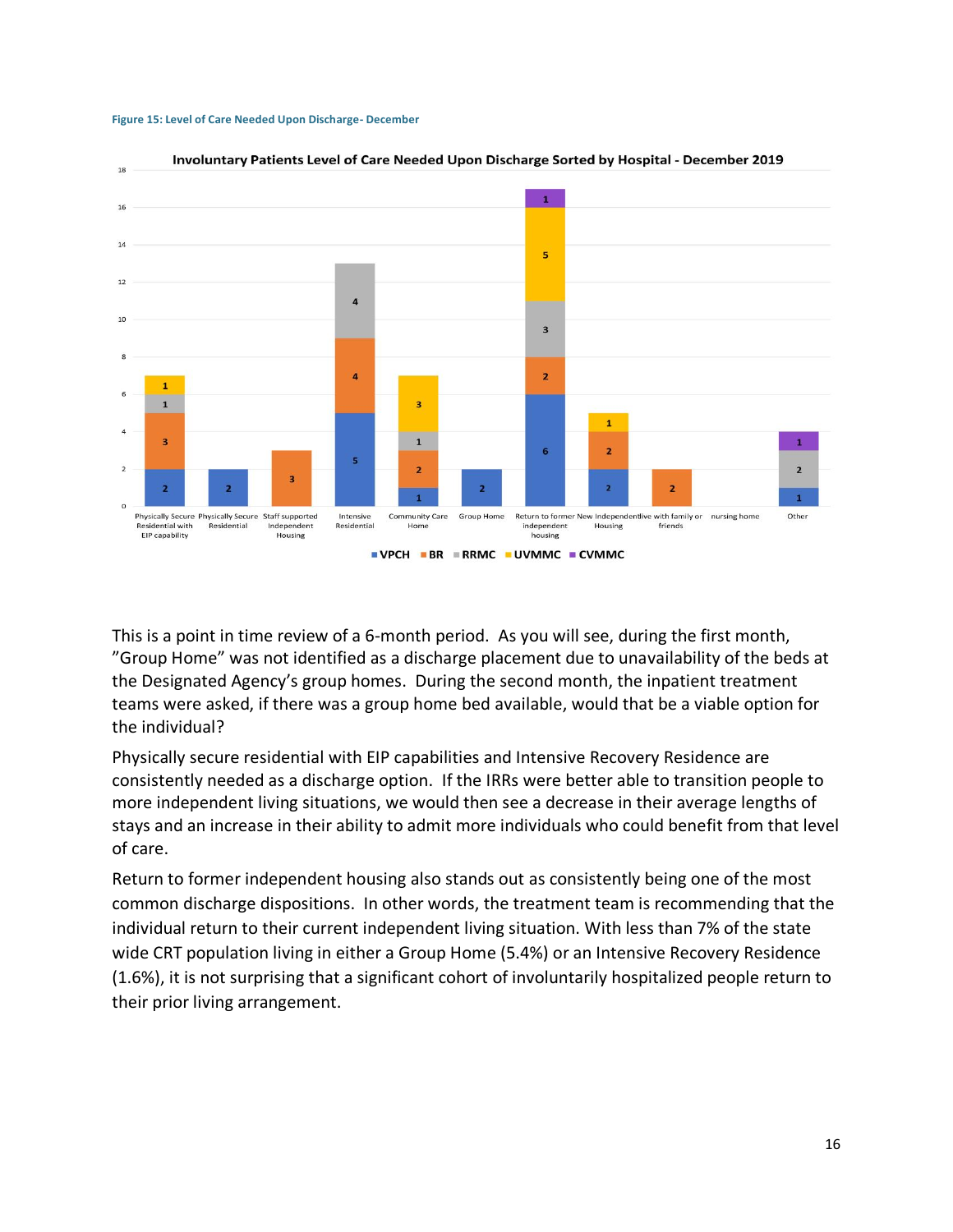Figure 15: Level of Care Needed Upon Discharge- December

This is a point in time review of a 6-month period. As you will see, during the first month, "Group Home" was not identified as a discharge placement due to unavailability of the beds at the Designated Agency's group homes. During the second month, the inpatient treatment teams were asked, if there was a group home bed available, would that be a viable option for the individual?

Physically secure residential with EIP capabilities and Intensive Recovery Residence are consistently needed as a discharge option. If the IRRs were better able to transition people to more independent living situations, we would then see a decrease in their average lengths of stays and an increase in their ability to admit more individuals who could benefit from that level of care.

Return to former independent housing also stands out as consistently being one of the most common discharge dispositions. In other words, the treatment team is recommending that the individual return to their current independent living situation. With less than 7% of the state wide CRT population living in either a Group Home (5.4%) or an Intensive Recovery Residence (1.6%), it is not surprising that a significant cohort of involuntarily hospitalized people return to their prior living arrangement.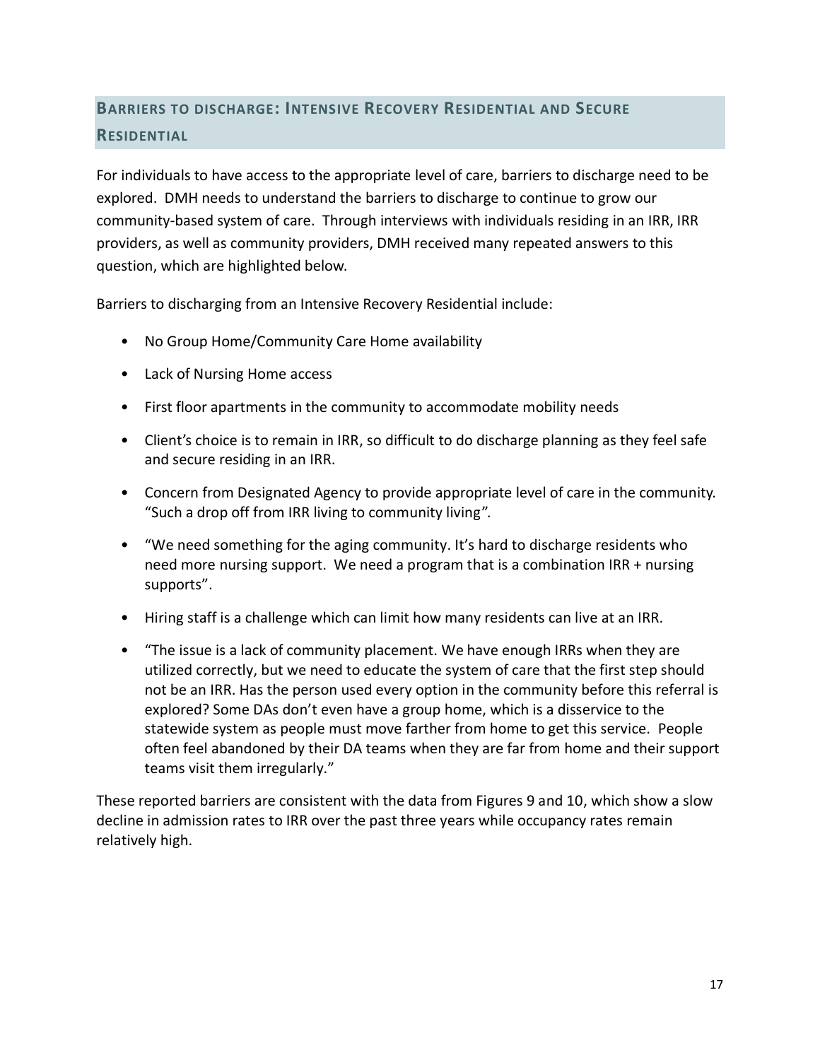## Barriers to discharge: Intensive Recovery Residential and Secure Residential

For individuals to have access to the appropriate level of care, barriers to discharge need to be explored. DMH needs to understand the barriers to discharge to continue to grow our community-based system of care. Through interviews with individuals residing in an IRR, IRR providers, as well as community providers, DMH received many repeated answers to this question, which are highlighted below.

Barriers to discharging from an Intensive Recovery Residential include:

- No Group Home/Community Care Home availability
- Lack of Nursing Home access
- First floor apartments in the community to accommodate mobility needs
- Client's choice is to remain in IRR, so difficult to do discharge planning as they feel safe and secure residing in an IRR.
- Concern from Designated Agency to provide appropriate level of care in the community. "Such a drop off from IRR living to community living".
- "We need something for the aging community. It's hard to discharge residents who need more nursing support. We need a program that is a combination IRR + nursing supports".
- Hiring staff is a challenge which can limit how many residents can live at an IRR.
- "The issue is a lack of community placement. We have enough IRRs when they are utilized correctly, but we need to educate the system of care that the first step should not be an IRR. Has the person used every option in the community before this referral is explored? Some DAs don't even have a group home, which is a disservice to the statewide system as people must move farther from home to get this service. People often feel abandoned by their DA teams when they are far from home and their support teams visit them irregularly."

These reported barriers are consistent with the data from Figures 9 and 10, which show a slow decline in admission rates to IRR over the past three years while occupancy rates remain relatively high.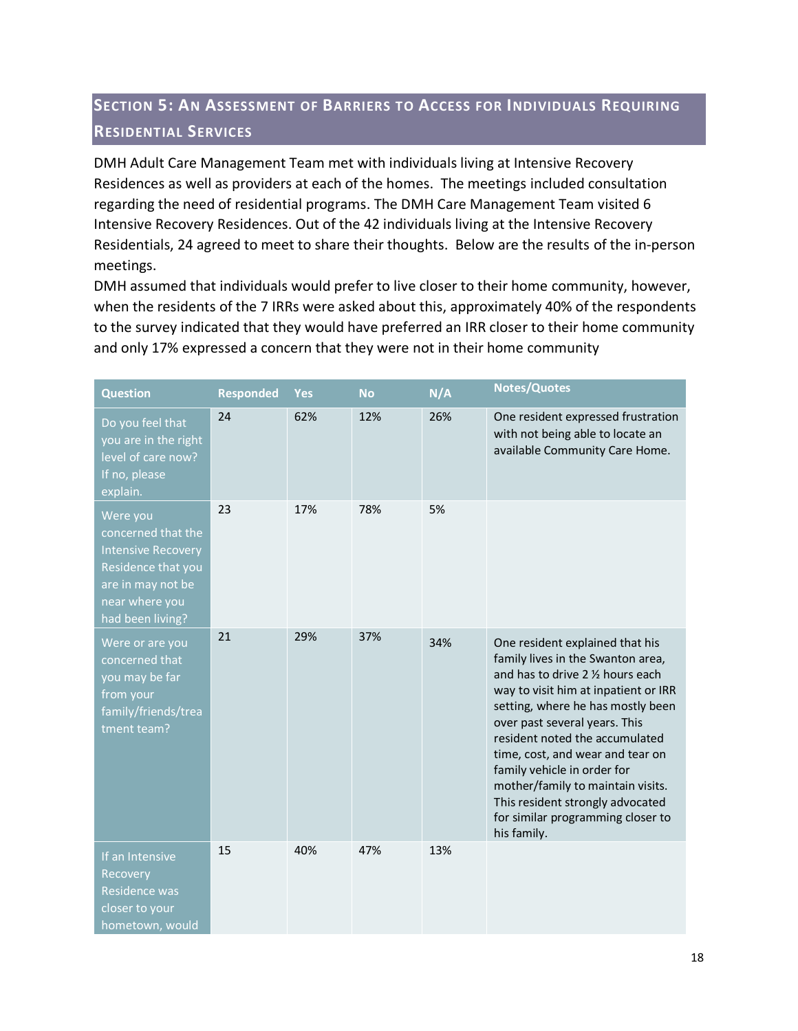## Section 5: An Assessment of Barriers to Access for Individuals Requiring Residential Services

DMH Adult Care Management Team met with individuals living at Intensive Recovery Residences as well as providers at each of the homes. The meetings included consultation regarding the need of residential programs. The DMH Care Management Team visited 6 Intensive Recovery Residences. Out of the 42 individuals living at the Intensive Recovery Residentials, 24 agreed to meet to share their thoughts. Below are the results of the in-person meetings.

DMH assumed that individuals would prefer to live closer to their home community, however, when the residents of the 7 IRRs were asked about this, approximately 40% of the respondents to the survey indicated that they would have preferred an IRR closer to their home community and only 17% expressed a concern that they were not in their home community

| Question | Responded | Yes | No | N/A | Notes/Quotes |
|---|---|---|---|---|---|
| Do you feel that you are in the right level of care now? If no, please explain. | 24 | 62% | 12% | 26% | One resident expressed frustration with not being able to locate an available Community Care Home. |
| Were you concerned that the Intensive Recovery Residence that you are in may not be near where you had been living? | 23 | 17% | 78% | 5% | |
| Were or are you concerned that you may be far from your family/friends/treatment team? | 21 | 29% | 37% | 34% | One resident explained that his family lives in the Swanton area, and has to drive 2 ½ hours each way to visit him at inpatient or IRR setting, where he has mostly been over past several years. This resident noted the accumulated time, cost, and wear and tear on family vehicle in order for mother/family to maintain visits. This resident strongly advocated for similar programming closer to his family. |
| If an Intensive Recovery Residence was closer to your hometown, would | 15 | 40% | 47% | 13% | |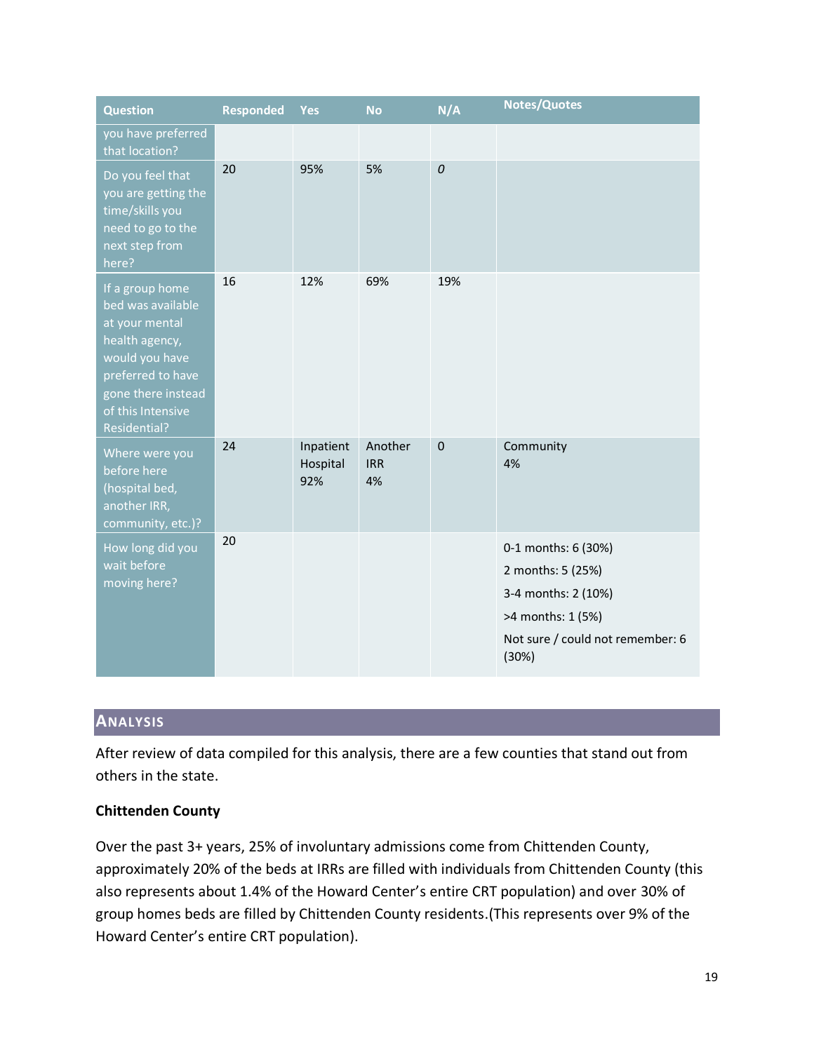| Question | Responded | Yes | No | N/A | Notes/Quotes |
|---|---|---|---|---|---|
| you have preferred that location? | | | | | |
| Do you feel that you are getting the time/skills you need to go to the next step from here? | 20 | 95% | 5% | 0 | |
| If a group home bed was available at your mental health agency, would you have preferred to have gone there instead of this Intensive Residential? | 16 | 12% | 69% | 19% | |
| Where were you before here (hospital bed, another IRR, community, etc.)? | 24 | Inpatient Hospital 92% | Another IRR 4% | 0 | Community 4% |
| How long did you wait before moving here? | 20 | | | | 0-1 months: 6 (30%)<br>2 months: 5 (25%)<br>3-4 months: 2 (10%)<br>>4 months: 1 (5%)<br>Not sure / could not remember: 6 (30%) |

## ANALYSIS

After review of data compiled for this analysis, there are a few counties that stand out from others in the state.

**Chittenden County**

Over the past 3+ years, 25% of involuntary admissions come from Chittenden County, approximately 20% of the beds at IRRs are filled with individuals from Chittenden County (this also represents about 1.4% of the Howard Center's entire CRT population) and over 30% of group homes beds are filled by Chittenden County residents.(This represents over 9% of the Howard Center's entire CRT population).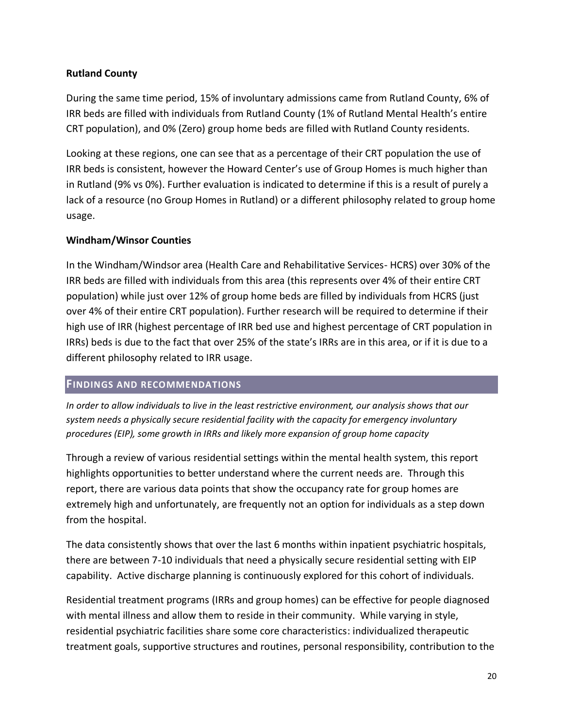**Rutland County**

During the same time period, 15% of involuntary admissions came from Rutland County, 6% of IRR beds are filled with individuals from Rutland County (1% of Rutland Mental Health's entire CRT population), and 0% (Zero) group home beds are filled with Rutland County residents.

Looking at these regions, one can see that as a percentage of their CRT population the use of IRR beds is consistent, however the Howard Center's use of Group Homes is much higher than in Rutland (9% vs 0%). Further evaluation is indicated to determine if this is a result of purely a lack of a resource (no Group Homes in Rutland) or a different philosophy related to group home usage.

**Windham/Winsor Counties**

In the Windham/Windsor area (Health Care and Rehabilitative Services- HCRS) over 30% of the IRR beds are filled with individuals from this area (this represents over 4% of their entire CRT population) while just over 12% of group home beds are filled by individuals from HCRS (just over 4% of their entire CRT population). Further research will be required to determine if their high use of IRR (highest percentage of IRR bed use and highest percentage of CRT population in IRRs) beds is due to the fact that over 25% of the state's IRRs are in this area, or if it is due to a different philosophy related to IRR usage.

## FINDINGS AND RECOMMENDATIONS

*In order to allow individuals to live in the least restrictive environment, our analysis shows that our system needs a physically secure residential facility with the capacity for emergency involuntary procedures (EIP), some growth in IRRs and likely more expansion of group home capacity*

Through a review of various residential settings within the mental health system, this report highlights opportunities to better understand where the current needs are. Through this report, there are various data points that show the occupancy rate for group homes are extremely high and unfortunately, are frequently not an option for individuals as a step down from the hospital.

The data consistently shows that over the last 6 months within inpatient psychiatric hospitals, there are between 7-10 individuals that need a physically secure residential setting with EIP capability. Active discharge planning is continuously explored for this cohort of individuals.

Residential treatment programs (IRRs and group homes) can be effective for people diagnosed with mental illness and allow them to reside in their community. While varying in style, residential psychiatric facilities share some core characteristics: individualized therapeutic treatment goals, supportive structures and routines, personal responsibility, contribution to the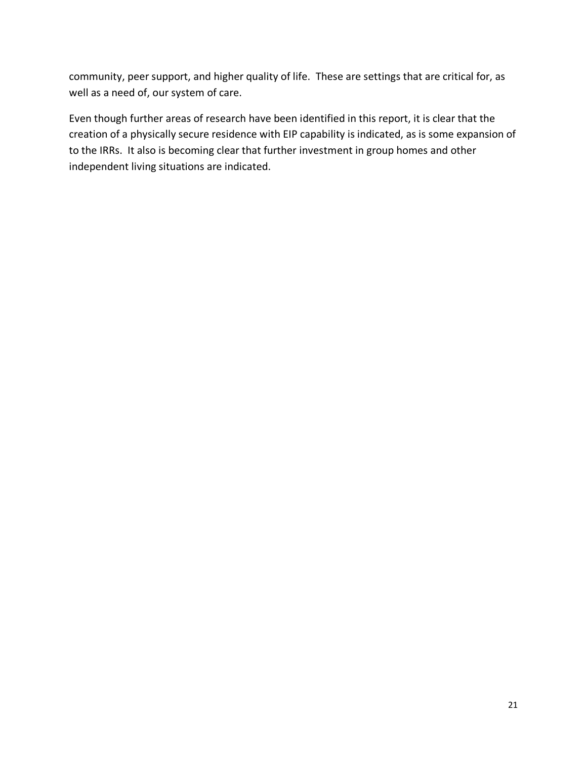community, peer support, and higher quality of life.  These are settings that are critical for, as well as a need of, our system of care.

Even though further areas of research have been identified in this report, it is clear that the creation of a physically secure residence with EIP capability is indicated, as is some expansion of to the IRRs.  It also is becoming clear that further investment in group homes and other independent living situations are indicated.